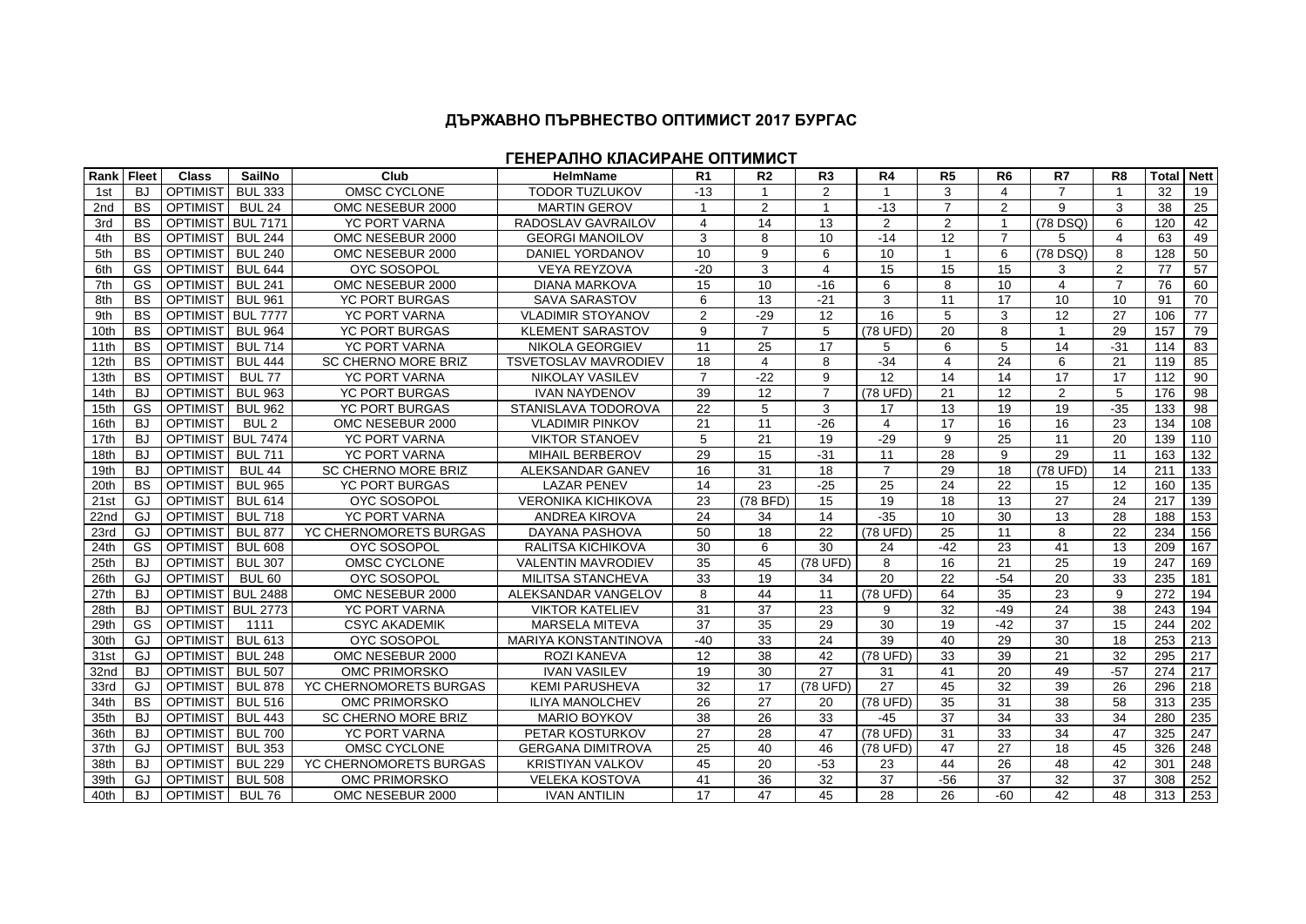# ДЪРЖАВНО ПЪРВНЕСТВО ОПТИМИСТ 2017 БУРГАС

## ГЕНЕРАЛНО КЛАСИРАНЕ ОПТИМИСТ

| Rank | Fleet | Class | SailNo | Club | HelmName | R1 | R2 | R3 | R4 | R5 | R6 | R7 | R8 | Total | Nett |
|---|---|---|---|---|---|---|---|---|---|---|---|---|---|---|---|
| 1st | BJ | OPTIMIST | BUL 333 | OMSC CYCLONE | TODOR TUZLUKOV | -13 | 1 | 2 | 1 | 3 | 4 | 7 | 1 | 32 | 19 |
| 2nd | BS | OPTIMIST | BUL 24 | OMC NESEBUR 2000 | MARTIN GEROV | 1 | 2 | 1 | -13 | 7 | 2 | 9 | 3 | 38 | 25 |
| 3rd | BS | OPTIMIST | BUL 7171 | YC PORT VARNA | RADOSLAV GAVRAILOV | 4 | 14 | 13 | 2 | 2 | 1 | (78 DSQ) | 6 | 120 | 42 |
| 4th | BS | OPTIMIST | BUL 244 | OMC NESEBUR 2000 | GEORGI MANOILOV | 3 | 8 | 10 | -14 | 12 | 7 | 5 | 4 | 63 | 49 |
| 5th | BS | OPTIMIST | BUL 240 | OMC NESEBUR 2000 | DANIEL YORDANOV | 10 | 9 | 6 | 10 | 1 | 6 | (78 DSQ) | 8 | 128 | 50 |
| 6th | GS | OPTIMIST | BUL 644 | OYC SOSOPOL | VEYA REYZOVA | -20 | 3 | 4 | 15 | 15 | 15 | 3 | 2 | 77 | 57 |
| 7th | GS | OPTIMIST | BUL 241 | OMC NESEBUR 2000 | DIANA MARKOVA | 15 | 10 | -16 | 6 | 8 | 10 | 4 | 7 | 76 | 60 |
| 8th | BS | OPTIMIST | BUL 961 | YC PORT BURGAS | SAVA SARASTOV | 6 | 13 | -21 | 3 | 11 | 17 | 10 | 10 | 91 | 70 |
| 9th | BS | OPTIMIST | BUL 7777 | YC PORT VARNA | VLADIMIR STOYANOV | 2 | -29 | 12 | 16 | 5 | 3 | 12 | 27 | 106 | 77 |
| 10th | BS | OPTIMIST | BUL 964 | YC PORT BURGAS | KLEMENT SARASTOV | 9 | 7 | 5 | (78 UFD) | 20 | 8 | 1 | 29 | 157 | 79 |
| 11th | BS | OPTIMIST | BUL 714 | YC PORT VARNA | NIKOLA GEORGIEV | 11 | 25 | 17 | 5 | 6 | 5 | 14 | -31 | 114 | 83 |
| 12th | BS | OPTIMIST | BUL 444 | SC CHERNO MORE BRIZ | TSVETOSLAV MAVRODIEV | 18 | 4 | 8 | -34 | 4 | 24 | 6 | 21 | 119 | 85 |
| 13th | BS | OPTIMIST | BUL 77 | YC PORT VARNA | NIKOLAY VASILEV | 7 | -22 | 9 | 12 | 14 | 14 | 17 | 17 | 112 | 90 |
| 14th | BJ | OPTIMIST | BUL 963 | YC PORT BURGAS | IVAN NAYDENOV | 39 | 12 | 7 | (78 UFD) | 21 | 12 | 2 | 5 | 176 | 98 |
| 15th | GS | OPTIMIST | BUL 962 | YC PORT BURGAS | STANISLAVA TODOROVA | 22 | 5 | 3 | 17 | 13 | 19 | 19 | -35 | 133 | 98 |
| 16th | BJ | OPTIMIST | BUL 2 | OMC NESEBUR 2000 | VLADIMIR PINKOV | 21 | 11 | -26 | 4 | 17 | 16 | 16 | 23 | 134 | 108 |
| 17th | BJ | OPTIMIST | BUL 7474 | YC PORT VARNA | VIKTOR STANOEV | 5 | 21 | 19 | -29 | 9 | 25 | 11 | 20 | 139 | 110 |
| 18th | BJ | OPTIMIST | BUL 711 | YC PORT VARNA | MIHAIL BERBEROV | 29 | 15 | -31 | 11 | 28 | 9 | 29 | 11 | 163 | 132 |
| 19th | BJ | OPTIMIST | BUL 44 | SC CHERNO MORE BRIZ | ALEKSANDAR GANEV | 16 | 31 | 18 | 7 | 29 | 18 | (78 UFD) | 14 | 211 | 133 |
| 20th | BS | OPTIMIST | BUL 965 | YC PORT BURGAS | LAZAR PENEV | 14 | 23 | -25 | 25 | 24 | 22 | 15 | 12 | 160 | 135 |
| 21st | GJ | OPTIMIST | BUL 614 | OYC SOSOPOL | VERONIKA KICHIKOVA | 23 | (78 BFD) | 15 | 19 | 18 | 13 | 27 | 24 | 217 | 139 |
| 22nd | GJ | OPTIMIST | BUL 718 | YC PORT VARNA | ANDREA KIROVA | 24 | 34 | 14 | -35 | 10 | 30 | 13 | 28 | 188 | 153 |
| 23rd | GJ | OPTIMIST | BUL 877 | YC CHERNOMORETS BURGAS | DAYANA PASHOVA | 50 | 18 | 22 | (78 UFD) | 25 | 11 | 8 | 22 | 234 | 156 |
| 24th | GS | OPTIMIST | BUL 608 | OYC SOSOPOL | RALITSA KICHIKOVA | 30 | 6 | 30 | 24 | -42 | 23 | 41 | 13 | 209 | 167 |
| 25th | BJ | OPTIMIST | BUL 307 | OMSC CYCLONE | VALENTIN MAVRODIEV | 35 | 45 | (78 UFD) | 8 | 16 | 21 | 25 | 19 | 247 | 169 |
| 26th | GJ | OPTIMIST | BUL 60 | OYC SOSOPOL | MILITSA STANCHEVA | 33 | 19 | 34 | 20 | 22 | -54 | 20 | 33 | 235 | 181 |
| 27th | BJ | OPTIMIST | BUL 2488 | OMC NESEBUR 2000 | ALEKSANDAR VANGELOV | 8 | 44 | 11 | (78 UFD) | 64 | 35 | 23 | 9 | 272 | 194 |
| 28th | BJ | OPTIMIST | BUL 2773 | YC PORT VARNA | VIKTOR KATELIEV | 31 | 37 | 23 | 9 | 32 | -49 | 24 | 38 | 243 | 194 |
| 29th | GS | OPTIMIST | 1111 | CSYC AKADEMIK | MARSELA MITEVA | 37 | 35 | 29 | 30 | 19 | -42 | 37 | 15 | 244 | 202 |
| 30th | GJ | OPTIMIST | BUL 613 | OYC SOSOPOL | MARIYA KONSTANTINOVA | -40 | 33 | 24 | 39 | 40 | 29 | 30 | 18 | 253 | 213 |
| 31st | GJ | OPTIMIST | BUL 248 | OMC NESEBUR 2000 | ROZI KANEVA | 12 | 38 | 42 | (78 UFD) | 33 | 39 | 21 | 32 | 295 | 217 |
| 32nd | BJ | OPTIMIST | BUL 507 | OMC PRIMORSKO | IVAN VASILEV | 19 | 30 | 27 | 31 | 41 | 20 | 49 | -57 | 274 | 217 |
| 33rd | GJ | OPTIMIST | BUL 878 | YC CHERNOMORETS BURGAS | KEMI PARUSHEVA | 32 | 17 | (78 UFD) | 27 | 45 | 32 | 39 | 26 | 296 | 218 |
| 34th | BS | OPTIMIST | BUL 516 | OMC PRIMORSKO | ILIYA MANOLCHEV | 26 | 27 | 20 | (78 UFD) | 35 | 31 | 38 | 58 | 313 | 235 |
| 35th | BJ | OPTIMIST | BUL 443 | SC CHERNO MORE BRIZ | MARIO BOYKOV | 38 | 26 | 33 | -45 | 37 | 34 | 33 | 34 | 280 | 235 |
| 36th | BJ | OPTIMIST | BUL 700 | YC PORT VARNA | PETAR KOSTURKOV | 27 | 28 | 47 | (78 UFD) | 31 | 33 | 34 | 47 | 325 | 247 |
| 37th | GJ | OPTIMIST | BUL 353 | OMSC CYCLONE | GERGANA DIMITROVA | 25 | 40 | 46 | (78 UFD) | 47 | 27 | 18 | 45 | 326 | 248 |
| 38th | BJ | OPTIMIST | BUL 229 | YC CHERNOMORETS BURGAS | KRISTIYAN VALKOV | 45 | 20 | -53 | 23 | 44 | 26 | 48 | 42 | 301 | 248 |
| 39th | GJ | OPTIMIST | BUL 508 | OMC PRIMORSKO | VELEKA KOSTOVA | 41 | 36 | 32 | 37 | -56 | 37 | 32 | 37 | 308 | 252 |
| 40th | BJ | OPTIMIST | BUL 76 | OMC NESEBUR 2000 | IVAN ANTILIN | 17 | 47 | 45 | 28 | 26 | -60 | 42 | 48 | 313 | 253 |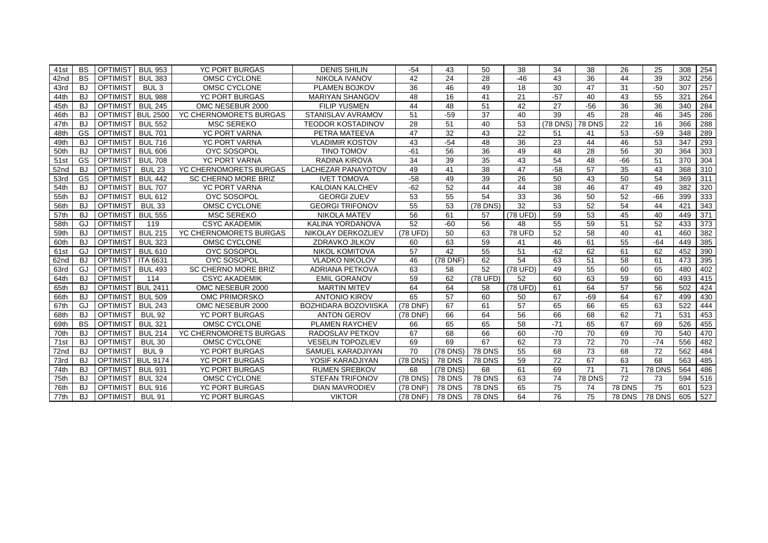| | | | | | | | | | | | | | | | |
|---|---|---|---|---|---|---|---|---|---|---|---|---|---|---|---|
| 41st | BS | OPTIMIST | BUL 953 | YC PORT BURGAS | DENIS SHILIN | -54 | 43 | 50 | 38 | 34 | 38 | 26 | 25 | 308 | 254 |
| 42nd | BS | OPTIMIST | BUL 383 | OMSC CYCLONE | NIKOLA IVANOV | 42 | 24 | 28 | -46 | 43 | 36 | 44 | 39 | 302 | 256 |
| 43rd | BJ | OPTIMIST | BUL 3 | OMSC CYCLONE | PLAMEN BOJKOV | 36 | 46 | 49 | 18 | 30 | 47 | 31 | -50 | 307 | 257 |
| 44th | BJ | OPTIMIST | BUL 988 | YC PORT BURGAS | MARIYAN SHANGOV | 48 | 16 | 41 | 21 | -57 | 40 | 43 | 55 | 321 | 264 |
| 45th | BJ | OPTIMIST | BUL 245 | OMC NESEBUR 2000 | FILIP YUSMEN | 44 | 48 | 51 | 42 | 27 | -56 | 36 | 36 | 340 | 284 |
| 46th | BJ | OPTIMIST | BUL 2500 | YC CHERNOMORETS BURGAS | STANISLAV AVRAMOV | 51 | -59 | 37 | 40 | 39 | 45 | 28 | 46 | 345 | 286 |
| 47th | BJ | OPTIMIST | BUL 552 | MSC SEREKO | TEODOR KOSTADINOV | 28 | 51 | 40 | 53 | (78 DNS) | 78 DNS | 22 | 16 | 366 | 288 |
| 48th | GS | OPTIMIST | BUL 701 | YC PORT VARNA | PETRA MATEEVA | 47 | 32 | 43 | 22 | 51 | 41 | 53 | -59 | 348 | 289 |
| 49th | BJ | OPTIMIST | BUL 716 | YC PORT VARNA | VLADIMIR KOSTOV | 43 | -54 | 48 | 36 | 23 | 44 | 46 | 53 | 347 | 293 |
| 50th | BJ | OPTIMIST | BUL 606 | OYC SOSOPOL | TINO TOMOV | -61 | 56 | 36 | 49 | 48 | 28 | 56 | 30 | 364 | 303 |
| 51st | GS | OPTIMIST | BUL 708 | YC PORT VARNA | RADINA KIROVA | 34 | 39 | 35 | 43 | 54 | 48 | -66 | 51 | 370 | 304 |
| 52nd | BJ | OPTIMIST | BUL 23 | YC CHERNOMORETS BURGAS | LACHEZAR PANAYOTOV | 49 | 41 | 38 | 47 | -58 | 57 | 35 | 43 | 368 | 310 |
| 53rd | GS | OPTIMIST | BUL 442 | SC CHERNO MORE BRIZ | IVET TOMOVA | -58 | 49 | 39 | 26 | 50 | 43 | 50 | 54 | 369 | 311 |
| 54th | BJ | OPTIMIST | BUL 707 | YC PORT VARNA | KALOIAN KALCHEV | -62 | 52 | 44 | 44 | 38 | 46 | 47 | 49 | 382 | 320 |
| 55th | BJ | OPTIMIST | BUL 612 | OYC SOSOPOL | GEORGI ZUEV | 53 | 55 | 54 | 33 | 36 | 50 | 52 | -66 | 399 | 333 |
| 56th | BJ | OPTIMIST | BUL 33 | OMSC CYCLONE | GEORGI TRIFONOV | 55 | 53 | (78 DNS) | 32 | 53 | 52 | 54 | 44 | 421 | 343 |
| 57th | BJ | OPTIMIST | BUL 555 | MSC SEREKO | NIKOLA MATEV | 56 | 61 | 57 | (78 UFD) | 59 | 53 | 45 | 40 | 449 | 371 |
| 58th | GJ | OPTIMIST | 119 | CSYC AKADEMIK | KALINA YORDANOVA | 52 | -60 | 56 | 48 | 55 | 59 | 51 | 52 | 433 | 373 |
| 59th | BJ | OPTIMIST | BUL 215 | YC CHERNOMORETS BURGAS | NIKOLAY DERKOZLIEV | (78 UFD) | 50 | 63 | 78 UFD | 52 | 58 | 40 | 41 | 460 | 382 |
| 60th | BJ | OPTIMIST | BUL 323 | OMSC CYCLONE | ZDRAVKO JILKOV | 60 | 63 | 59 | 41 | 46 | 61 | 55 | -64 | 449 | 385 |
| 61st | GJ | OPTIMIST | BUL 610 | OYC SOSOPOL | NIKOL KOMITOVA | 57 | 42 | 55 | 51 | -62 | 62 | 61 | 62 | 452 | 390 |
| 62nd | BJ | OPTIMIST | ITA 6631 | OYC SOSOPOL | VLADKO NIKOLOV | 46 | (78 DNF) | 62 | 54 | 63 | 51 | 58 | 61 | 473 | 395 |
| 63rd | GJ | OPTIMIST | BUL 493 | SC CHERNO MORE BRIZ | ADRIANA PETKOVA | 63 | 58 | 52 | (78 UFD) | 49 | 55 | 60 | 65 | 480 | 402 |
| 64th | BJ | OPTIMIST | 114 | CSYC AKADEMIK | EMIL GORANOV | 59 | 62 | (78 UFD) | 52 | 60 | 63 | 59 | 60 | 493 | 415 |
| 65th | BJ | OPTIMIST | BUL 2411 | OMC NESEBUR 2000 | MARTIN MITEV | 64 | 64 | 58 | (78 UFD) | 61 | 64 | 57 | 56 | 502 | 424 |
| 66th | BJ | OPTIMIST | BUL 509 | OMC PRIMORSKO | ANTONIO KIROV | 65 | 57 | 60 | 50 | 67 | -69 | 64 | 67 | 499 | 430 |
| 67th | GJ | OPTIMIST | BUL 243 | OMC NESEBUR 2000 | BOZHIDARA BOZOVIISKA | (78 DNF) | 67 | 61 | 57 | 65 | 66 | 65 | 63 | 522 | 444 |
| 68th | BJ | OPTIMIST | BUL 92 | YC PORT BURGAS | ANTON GEROV | (78 DNF) | 66 | 64 | 56 | 66 | 68 | 62 | 71 | 531 | 453 |
| 69th | BS | OPTIMIST | BUL 321 | OMSC CYCLONE | PLAMEN RAYCHEV | 66 | 65 | 65 | 58 | -71 | 65 | 67 | 69 | 526 | 455 |
| 70th | BJ | OPTIMIST | BUL 214 | YC CHERNOMORETS BURGAS | RADOSLAV PETKOV | 67 | 68 | 66 | 60 | -70 | 70 | 69 | 70 | 540 | 470 |
| 71st | BJ | OPTIMIST | BUL 30 | OMSC CYCLONE | VESELIN TOPOZLIEV | 69 | 69 | 67 | 62 | 73 | 72 | 70 | -74 | 556 | 482 |
| 72nd | BJ | OPTIMIST | BUL 9 | YC PORT BURGAS | SAMUEL KARADJIYAN | 70 | (78 DNS) | 78 DNS | 55 | 68 | 73 | 68 | 72 | 562 | 484 |
| 73rd | BJ | OPTIMIST | BUL 9174 | YC PORT BURGAS | YOSIF KARADJIYAN | (78 DNS) | 78 DNS | 78 DNS | 59 | 72 | 67 | 63 | 68 | 563 | 485 |
| 74th | BJ | OPTIMIST | BUL 931 | YC PORT BURGAS | RUMEN SREBKOV | 68 | (78 DNS) | 68 | 61 | 69 | 71 | 71 | 78 DNS | 564 | 486 |
| 75th | BJ | OPTIMIST | BUL 324 | OMSC CYCLONE | STEFAN TRIFONOV | (78 DNS) | 78 DNS | 78 DNS | 63 | 74 | 78 DNS | 72 | 73 | 594 | 516 |
| 76th | BJ | OPTIMIST | BUL 916 | YC PORT BURGAS | DIAN MAVRODIEV | (78 DNF) | 78 DNS | 78 DNS | 65 | 75 | 74 | 78 DNS | 75 | 601 | 523 |
| 77th | BJ | OPTIMIST | BUL 91 | YC PORT BURGAS | VIKTOR | (78 DNF) | 78 DNS | 78 DNS | 64 | 76 | 75 | 78 DNS | 78 DNS | 605 | 527 |